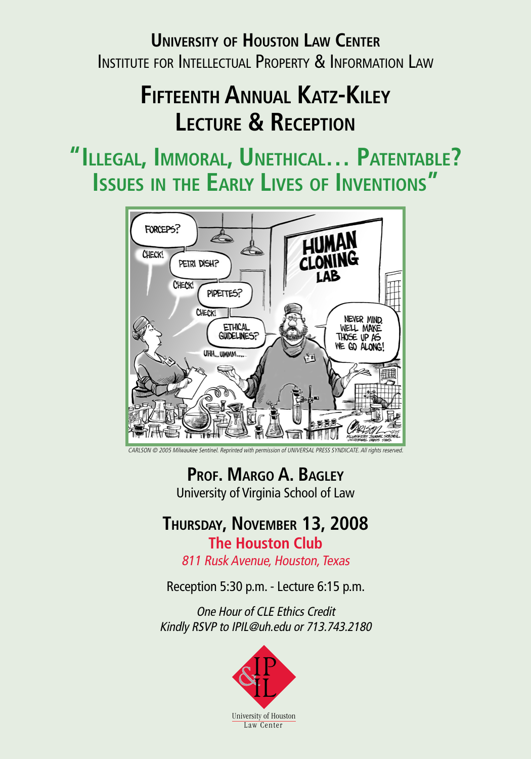# University of Houston Law Center

Institute for Intellectual Property & Information Law

# Fifteenth Annual Katz-Kiley Lecture & Reception

## "Illegal, Immoral, Unethical… Patentable? Issues in the Early Lives of Inventions"

*CARLSON © 2005 Milwaukee Sentinel. Reprinted with permission of UNIVERSAL PRESS SYNDICATE. All rights reserved.*

**Prof. Margo A. Bagley**

University of Virginia School of Law

**Thursday, November 13, 2008**

**The Houston Club**

*811 Rusk Avenue, Houston, Texas*

Reception 5:30 p.m. - Lecture 6:15 p.m.

*One Hour of CLE Ethics Credit*

*Kindly RSVP to IPIL@uh.edu or 713.743.2180*

IP & IL

University of Houston Law Center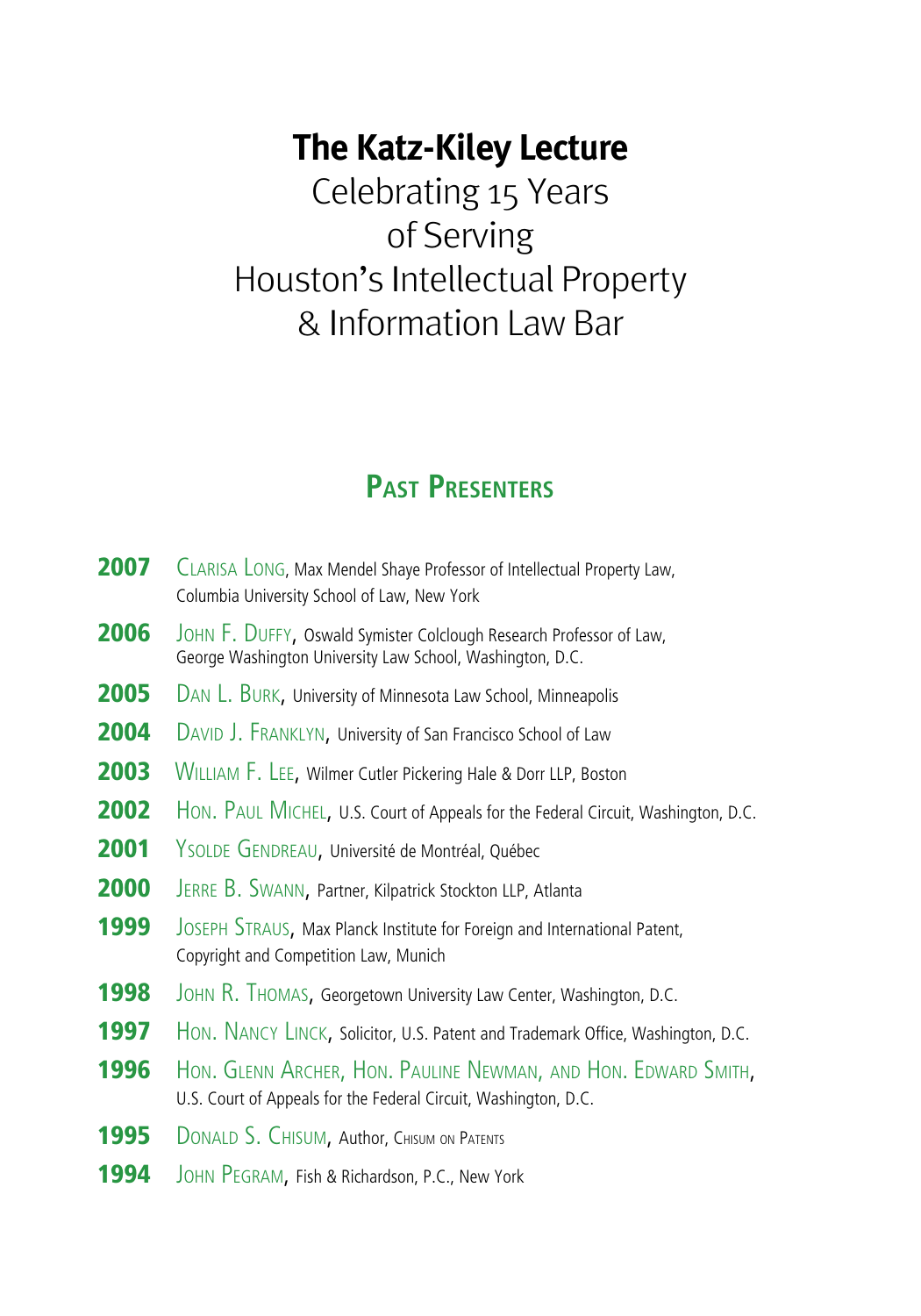# The Katz-Kiley Lecture

Celebrating 15 Years
of Serving
Houston's Intellectual Property
& Information Law Bar

## Past Presenters

**2007** Clarisa Long, Max Mendel Shaye Professor of Intellectual Property Law, Columbia University School of Law, New York

**2006** John F. Duffy, Oswald Symister Colclough Research Professor of Law, George Washington University Law School, Washington, D.C.

**2005** Dan L. Burk, University of Minnesota Law School, Minneapolis

**2004** David J. Franklyn, University of San Francisco School of Law

**2003** William F. Lee, Wilmer Cutler Pickering Hale & Dorr LLP, Boston

**2002** Hon. Paul Michel, U.S. Court of Appeals for the Federal Circuit, Washington, D.C.

**2001** Ysolde Gendreau, Université de Montréal, Québec

**2000** Jerre B. Swann, Partner, Kilpatrick Stockton LLP, Atlanta

**1999** Joseph Straus, Max Planck Institute for Foreign and International Patent, Copyright and Competition Law, Munich

**1998** John R. Thomas, Georgetown University Law Center, Washington, D.C.

**1997** Hon. Nancy Linck, Solicitor, U.S. Patent and Trademark Office, Washington, D.C.

**1996** Hon. Glenn Archer, Hon. Pauline Newman, and Hon. Edward Smith, U.S. Court of Appeals for the Federal Circuit, Washington, D.C.

**1995** Donald S. Chisum, Author, Chisum on Patents

**1994** John Pegram, Fish & Richardson, P.C., New York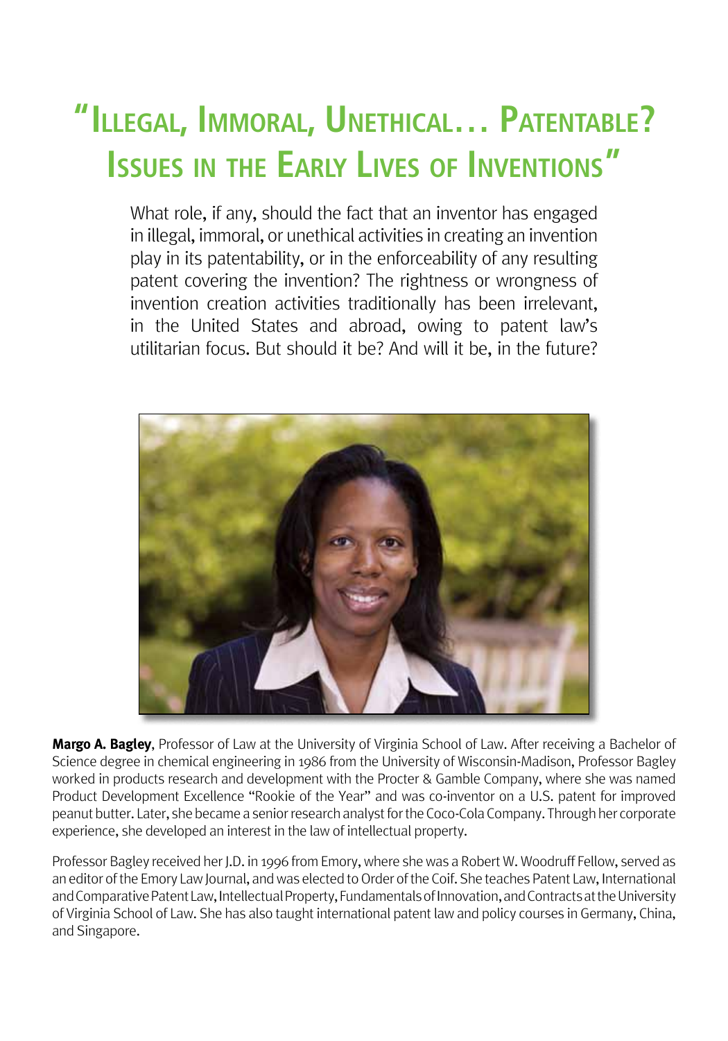# "Illegal, Immoral, Unethical… Patentable? Issues in the Early Lives of Inventions"

What role, if any, should the fact that an inventor has engaged in illegal, immoral, or unethical activities in creating an invention play in its patentability, or in the enforceability of any resulting patent covering the invention? The rightness or wrongness of invention creation activities traditionally has been irrelevant, in the United States and abroad, owing to patent law's utilitarian focus. But should it be? And will it be, in the future?

**Margo A. Bagley**, Professor of Law at the University of Virginia School of Law. After receiving a Bachelor of Science degree in chemical engineering in 1986 from the University of Wisconsin-Madison, Professor Bagley worked in products research and development with the Procter & Gamble Company, where she was named Product Development Excellence "Rookie of the Year" and was co-inventor on a U.S. patent for improved peanut butter. Later, she became a senior research analyst for the Coco-Cola Company. Through her corporate experience, she developed an interest in the law of intellectual property.

Professor Bagley received her J.D. in 1996 from Emory, where she was a Robert W. Woodruff Fellow, served as an editor of the Emory Law Journal, and was elected to Order of the Coif. She teaches Patent Law, International and Comparative Patent Law, Intellectual Property, Fundamentals of Innovation, and Contracts at the University of Virginia School of Law. She has also taught international patent law and policy courses in Germany, China, and Singapore.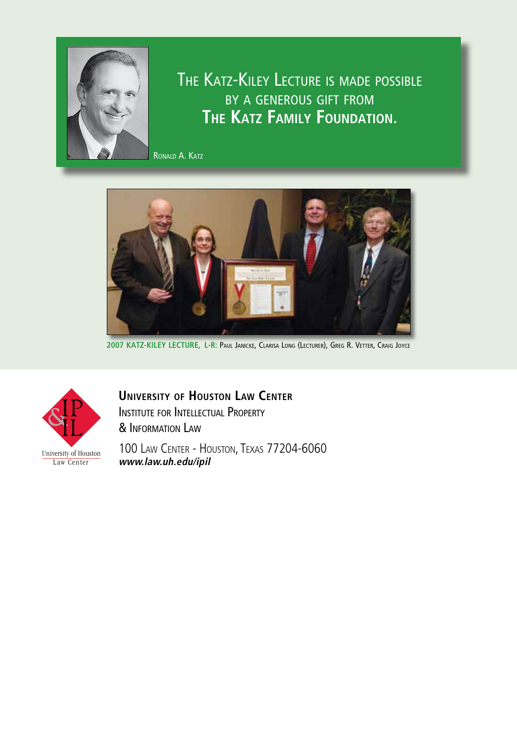# The Katz-Kiley Lecture is made possible by a generous gift from **The Katz Family Foundation.**

Ronald A. Katz

**2007 Katz-Kiley Lecture, L-R:** Paul Janicke, Clarisa Long (Lecturer), Greg R. Vetter, Craig Joyce

IP & IL
University of Houston
Law Center

**University of Houston Law Center**
Institute for Intellectual Property
& Information Law

100 Law Center - Houston, Texas 77204-6060
***www.law.uh.edu/ipil***